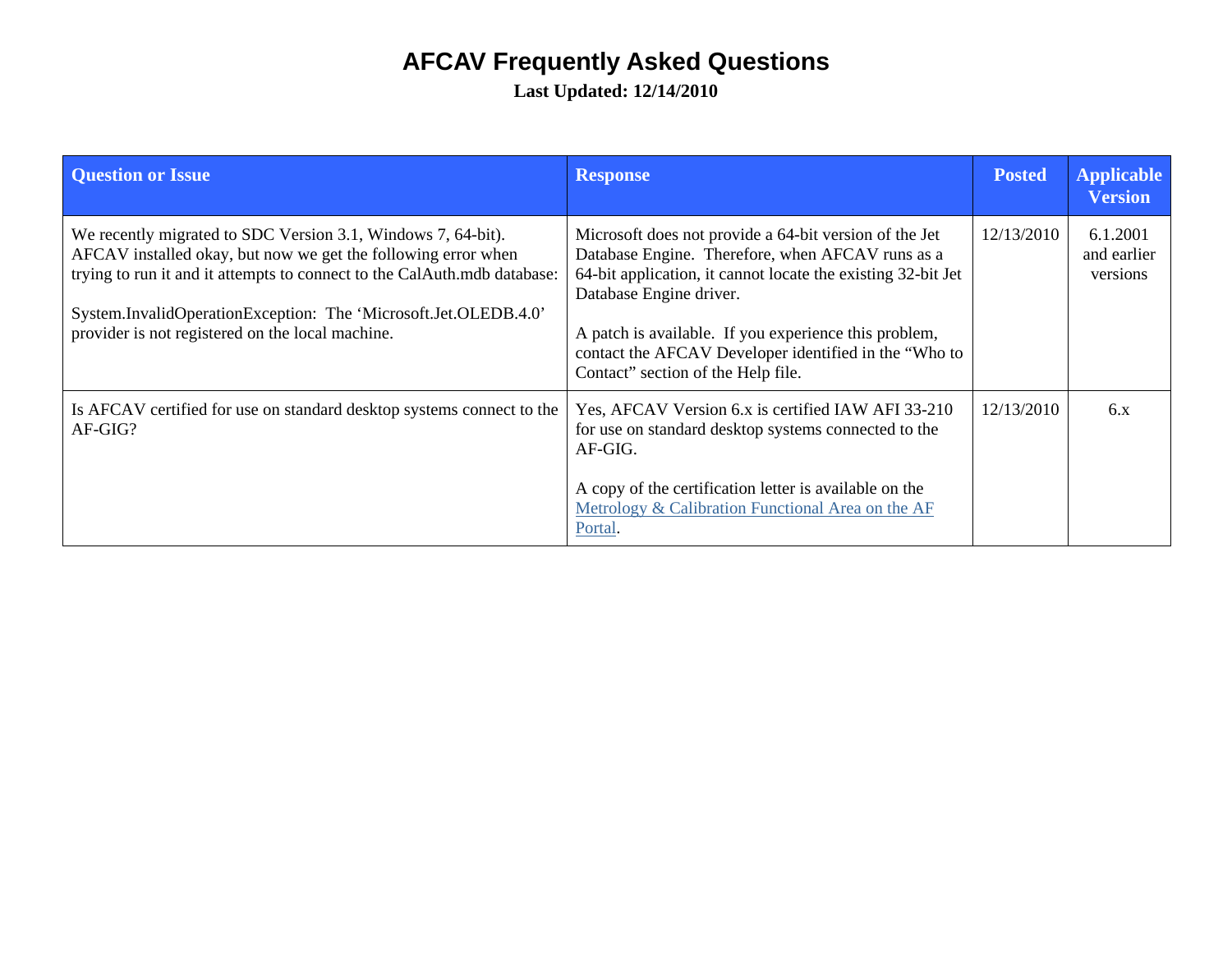# AFCAV Frequently Asked Questions

**Last Updated: 12/14/2010**

| Question or Issue | Response | Posted | Applicable Version |
| --- | --- | --- | --- |
| We recently migrated to SDC Version 3.1, Windows 7, 64-bit). AFCAV installed okay, but now we get the following error when trying to run it and it attempts to connect to the CalAuth.mdb database:<br><br>System.InvalidOperationException: The 'Microsoft.Jet.OLEDB.4.0' provider is not registered on the local machine. | Microsoft does not provide a 64-bit version of the Jet Database Engine. Therefore, when AFCAV runs as a 64-bit application, it cannot locate the existing 32-bit Jet Database Engine driver.<br><br>A patch is available. If you experience this problem, contact the AFCAV Developer identified in the "Who to Contact" section of the Help file. | 12/13/2010 | 6.1.2001 and earlier versions |
| Is AFCAV certified for use on standard desktop systems connect to the AF-GIG? | Yes, AFCAV Version 6.x is certified IAW AFI 33-210 for use on standard desktop systems connected to the AF-GIG.<br><br>A copy of the certification letter is available on the Metrology & Calibration Functional Area on the AF Portal. | 12/13/2010 | 6.x |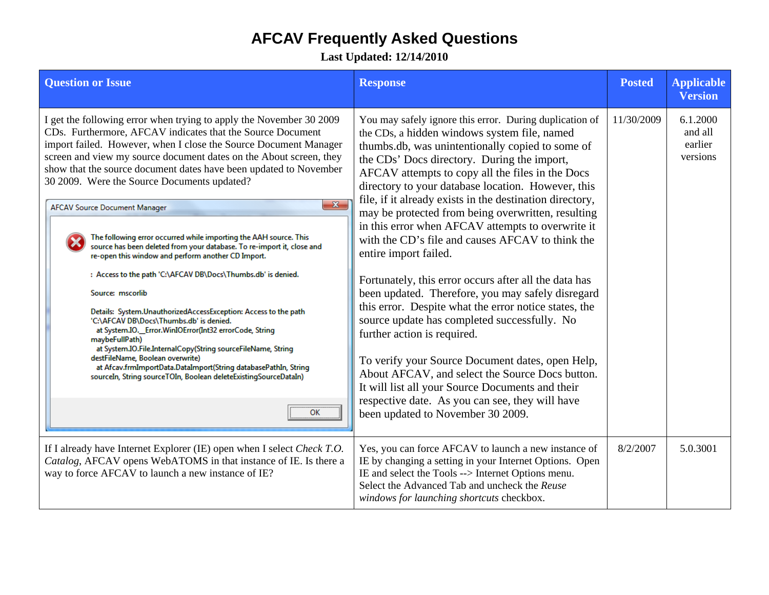# AFCAV Frequently Asked Questions

**Last Updated: 12/14/2010**

| Question or Issue | Response | Posted | Applicable Version |
|---|---|---|---|
| I get the following error when trying to apply the November 30 2009 CDs. Furthermore, AFCAV indicates that the Source Document import failed. However, when I close the Source Document Manager screen and view my source document dates on the About screen, they show that the source document dates have been updated to November 30 2009. Were the Source Documents updated?<br><br>AFCAV Source Document Manager<br>The following error occurred while importing the AAH source. This source has been deleted from your database. To re-import it, close and re-open this window and perform another CD Import.<br>: Access to the path 'C:\AFCAV DB\Docs\Thumbs.db' is denied.<br>Source: mscorlib<br>Details: System.UnauthorizedAccessException: Access to the path 'C:\AFCAV DB\Docs\Thumbs.db' is denied. at System.IO.__Error.WinIOError(Int32 errorCode, String maybeFullPath) at System.IO.File.InternalCopy(String sourceFileName, String destFileName, Boolean overwrite) at Afcav.frmImportData.DataImport(String databasePathIn, String sourceIn, String sourceTOIn, Boolean deleteExistingSourceDataIn)<br>OK | You may safely ignore this error. During duplication of the CDs, a hidden windows system file, named thumbs.db, was unintentionally copied to some of the CDs' Docs directory. During the import, AFCAV attempts to copy all the files in the Docs directory to your database location. However, this file, if it already exists in the destination directory, may be protected from being overwritten, resulting in this error when AFCAV attempts to overwrite it with the CD's file and causes AFCAV to think the entire import failed.<br><br>Fortunately, this error occurs after all the data has been updated. Therefore, you may safely disregard this error. Despite what the error notice states, the source update has completed successfully. No further action is required.<br><br>To verify your Source Document dates, open Help, About AFCAV, and select the Source Docs button. It will list all your Source Documents and their respective date. As you can see, they will have been updated to November 30 2009. | 11/30/2009 | 6.1.2000 and all earlier versions |
| If I already have Internet Explorer (IE) open when I select *Check T.O. Catalog*, AFCAV opens WebATOMS in that instance of IE. Is there a way to force AFCAV to launch a new instance of IE? | Yes, you can force AFCAV to launch a new instance of IE by changing a setting in your Internet Options. Open IE and select the Tools --> Internet Options menu. Select the Advanced Tab and uncheck the *Reuse windows for launching shortcuts* checkbox. | 8/2/2007 | 5.0.3001 |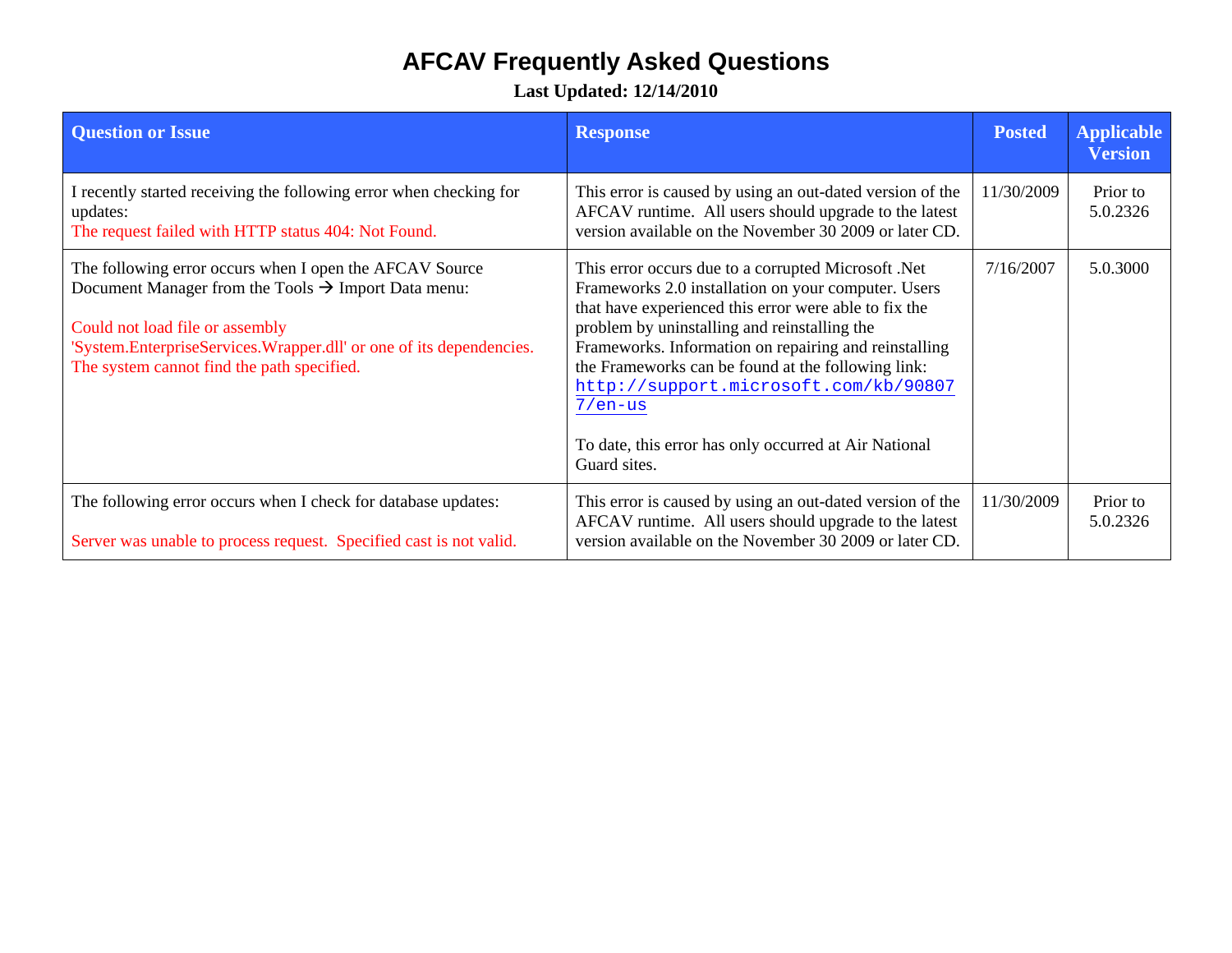# AFCAV Frequently Asked Questions

**Last Updated: 12/14/2010**

| Question or Issue | Response | Posted | Applicable Version |
|---|---|---|---|
| I recently started receiving the following error when checking for updates: The request failed with HTTP status 404: Not Found. | This error is caused by using an out-dated version of the AFCAV runtime. All users should upgrade to the latest version available on the November 30 2009 or later CD. | 11/30/2009 | Prior to 5.0.2326 |
| The following error occurs when I open the AFCAV Source Document Manager from the Tools → Import Data menu: <br><br> Could not load file or assembly 'System.EnterpriseServices.Wrapper.dll' or one of its dependencies. The system cannot find the path specified. | This error occurs due to a corrupted Microsoft .Net Frameworks 2.0 installation on your computer. Users that have experienced this error were able to fix the problem by uninstalling and reinstalling the Frameworks. Information on repairing and reinstalling the Frameworks can be found at the following link: http://support.microsoft.com/kb/908077/en-us <br><br> To date, this error has only occurred at Air National Guard sites. | 7/16/2007 | 5.0.3000 |
| The following error occurs when I check for database updates: <br><br> Server was unable to process request. Specified cast is not valid. | This error is caused by using an out-dated version of the AFCAV runtime. All users should upgrade to the latest version available on the November 30 2009 or later CD. | 11/30/2009 | Prior to 5.0.2326 |